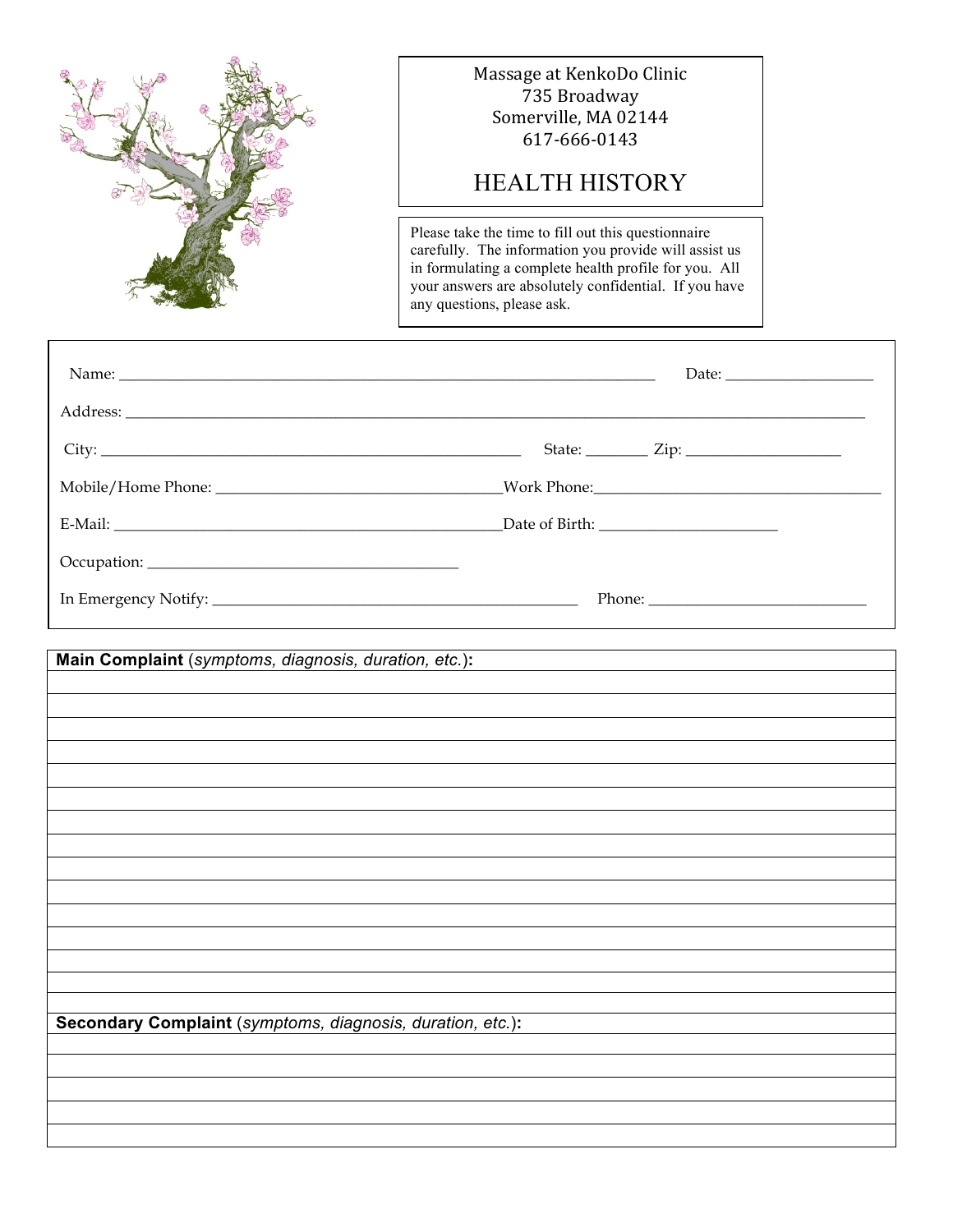Massage at KenkoDo Clinic
735 Broadway
Somerville, MA 02144
617-666-0143

# HEALTH HISTORY

Please take the time to fill out this questionnaire carefully. The information you provide will assist us in formulating a complete health profile for you. All your answers are absolutely confidential. If you have any questions, please ask.

Name: ______________________________ Date: ______________

Address: ______________________________

City: ______________________________ State: ________ Zip: ______________

Mobile/Home Phone: ______________________________ Work Phone: ______________________________

E-Mail: ______________________________ Date of Birth: ______________

Occupation: ______________________________

In Emergency Notify: ______________________________ Phone: ______________

**Main Complaint** (*symptoms, diagnosis, duration, etc.*)**:**

______________________________

______________________________

______________________________

______________________________

______________________________

______________________________

______________________________

______________________________

______________________________

______________________________

______________________________

______________________________

______________________________

______________________________

______________________________

**Secondary Complaint** (*symptoms, diagnosis, duration, etc.*)**:**

______________________________

______________________________

______________________________

______________________________

______________________________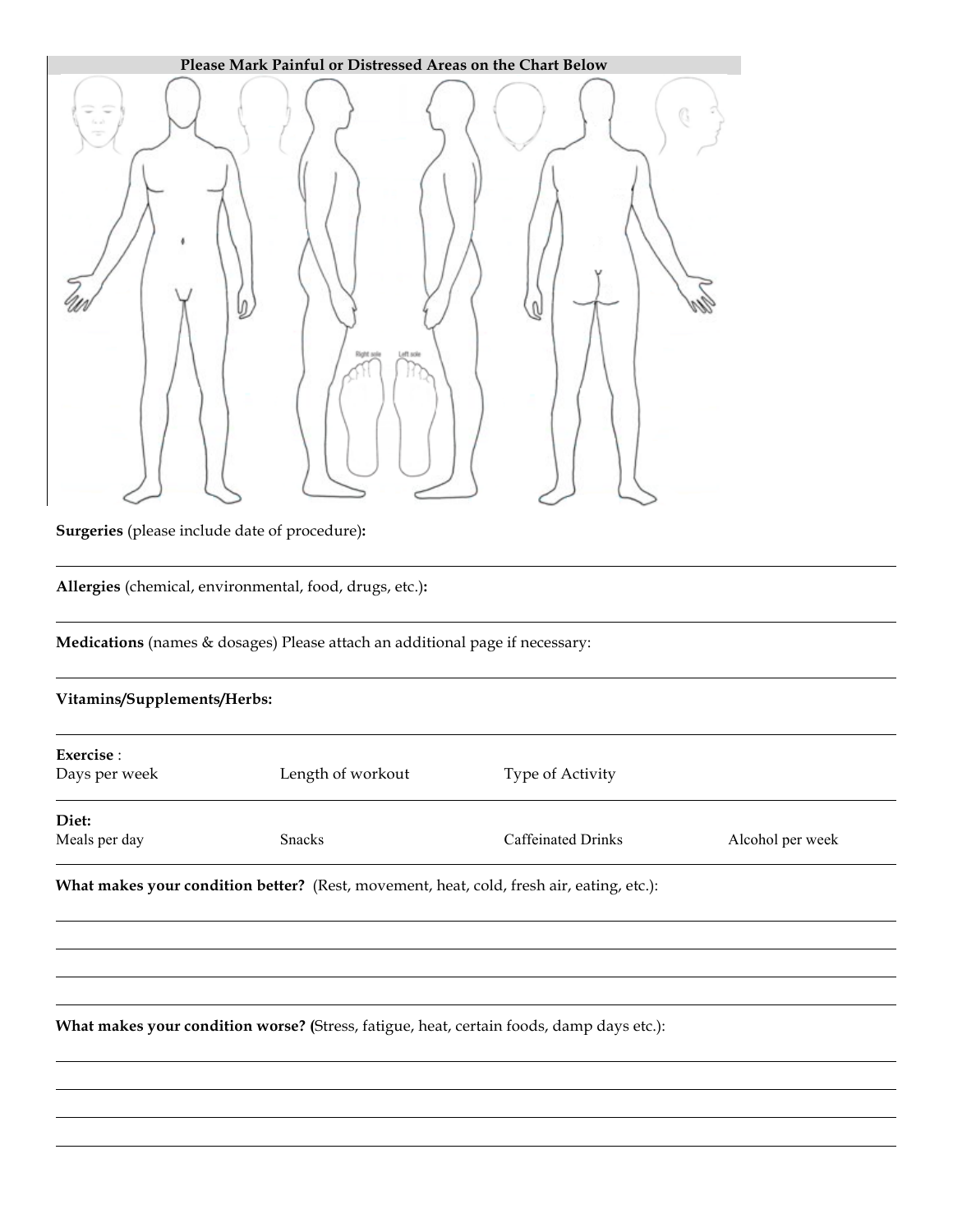**Please Mark Painful or Distressed Areas on the Chart Below**

Right sole    Left sole

**Surgeries** (please include date of procedure)**:**

---

**Allergies** (chemical, environmental, food, drugs, etc.)**:**

---

**Medications** (names & dosages) Please attach an additional page if necessary:

---

**Vitamins/Supplements/Herbs:**

---

**Exercise** :

Days per week    Length of workout    Type of Activity

---

**Diet:**

Meals per day    Snacks    Caffeinated Drinks    Alcohol per week

---

**What makes your condition better?** (Rest, movement, heat, cold, fresh air, eating, etc.):

---

---

---

---

**What makes your condition worse? (**Stress, fatigue, heat, certain foods, damp days etc.):

---

---

---

---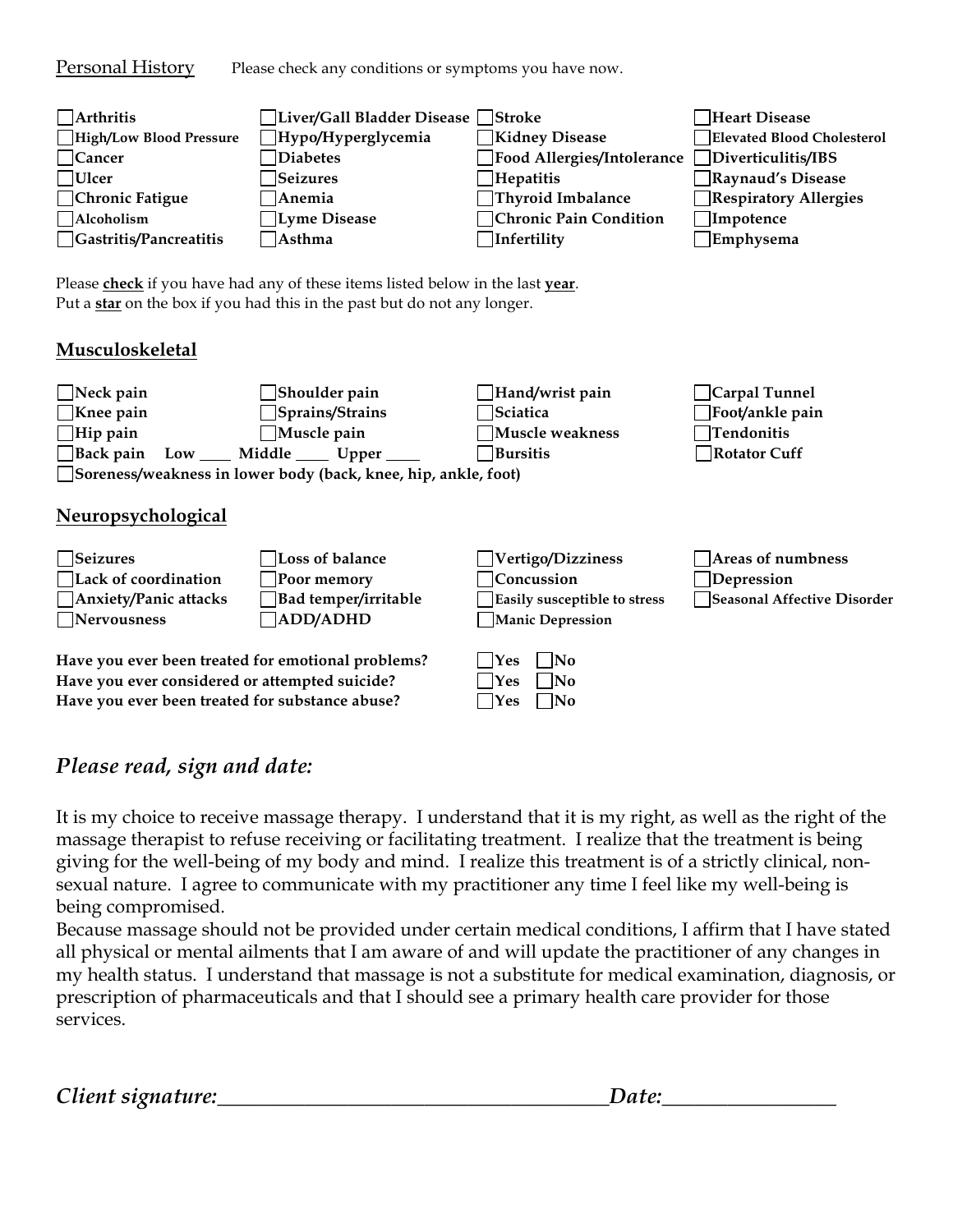Personal History Please check any conditions or symptoms you have now.

| | | | |
|---|---|---|---|
| ☐ **Arthritis** | ☐ **Liver/Gall Bladder Disease** | ☐ **Stroke** | ☐ **Heart Disease** |
| ☐ **High/Low Blood Pressure** | ☐ **Hypo/Hyperglycemia** | ☐ **Kidney Disease** | ☐ **Elevated Blood Cholesterol** |
| ☐ **Cancer** | ☐ **Diabetes** | ☐ **Food Allergies/Intolerance** | ☐ **Diverticulitis/IBS** |
| ☐ **Ulcer** | ☐ **Seizures** | ☐ **Hepatitis** | ☐ **Raynaud's Disease** |
| ☐ **Chronic Fatigue** | ☐ **Anemia** | ☐ **Thyroid Imbalance** | ☐ **Respiratory Allergies** |
| ☐ **Alcoholism** | ☐ **Lyme Disease** | ☐ **Chronic Pain Condition** | ☐ **Impotence** |
| ☐ **Gastritis/Pancreatitis** | ☐ **Asthma** | ☐ **Infertility** | ☐ **Emphysema** |

Please **check** if you have had any of these items listed below in the last **year**.
Put a **star** on the box if you had this in the past but do not any longer.

## Musculoskeletal

| | | | |
|---|---|---|---|
| ☐ **Neck pain** | ☐ **Shoulder pain** | ☐ **Hand/wrist pain** | ☐ **Carpal Tunnel** |
| ☐ **Knee pain** | ☐ **Sprains/Strains** | ☐ **Sciatica** | ☐ **Foot/ankle pain** |
| ☐ **Hip pain** | ☐ **Muscle pain** | ☐ **Muscle weakness** | ☐ **Tendonitis** |
| ☐ **Back pain Low ____ Middle ____ Upper ____** | | ☐ **Bursitis** | ☐ **Rotator Cuff** |

☐ **Soreness/weakness in lower body (back, knee, hip, ankle, foot)**

## Neuropsychological

| | | | |
|---|---|---|---|
| ☐ **Seizures** | ☐ **Loss of balance** | ☐ **Vertigo/Dizziness** | ☐ **Areas of numbness** |
| ☐ **Lack of coordination** | ☐ **Poor memory** | ☐ **Concussion** | ☐ **Depression** |
| ☐ **Anxiety/Panic attacks** | ☐ **Bad temper/irritable** | ☐ **Easily susceptible to stress** | ☐ **Seasonal Affective Disorder** |
| ☐ **Nervousness** | ☐ **ADD/ADHD** | ☐ **Manic Depression** | |

**Have you ever been treated for emotional problems?** ☐ **Yes** ☐ **No**
**Have you ever considered or attempted suicide?** ☐ **Yes** ☐ **No**
**Have you ever been treated for substance abuse?** ☐ **Yes** ☐ **No**

## *Please read, sign and date:*

It is my choice to receive massage therapy. I understand that it is my right, as well as the right of the massage therapist to refuse receiving or facilitating treatment. I realize that the treatment is being giving for the well-being of my body and mind. I realize this treatment is of a strictly clinical, non-sexual nature. I agree to communicate with my practitioner any time I feel like my well-being is being compromised.
Because massage should not be provided under certain medical conditions, I affirm that I have stated all physical or mental ailments that I am aware of and will update the practitioner of any changes in my health status. I understand that massage is not a substitute for medical examination, diagnosis, or prescription of pharmaceuticals and that I should see a primary health care provider for those services.

*Client signature:*_______________________________________ *Date:*_________________